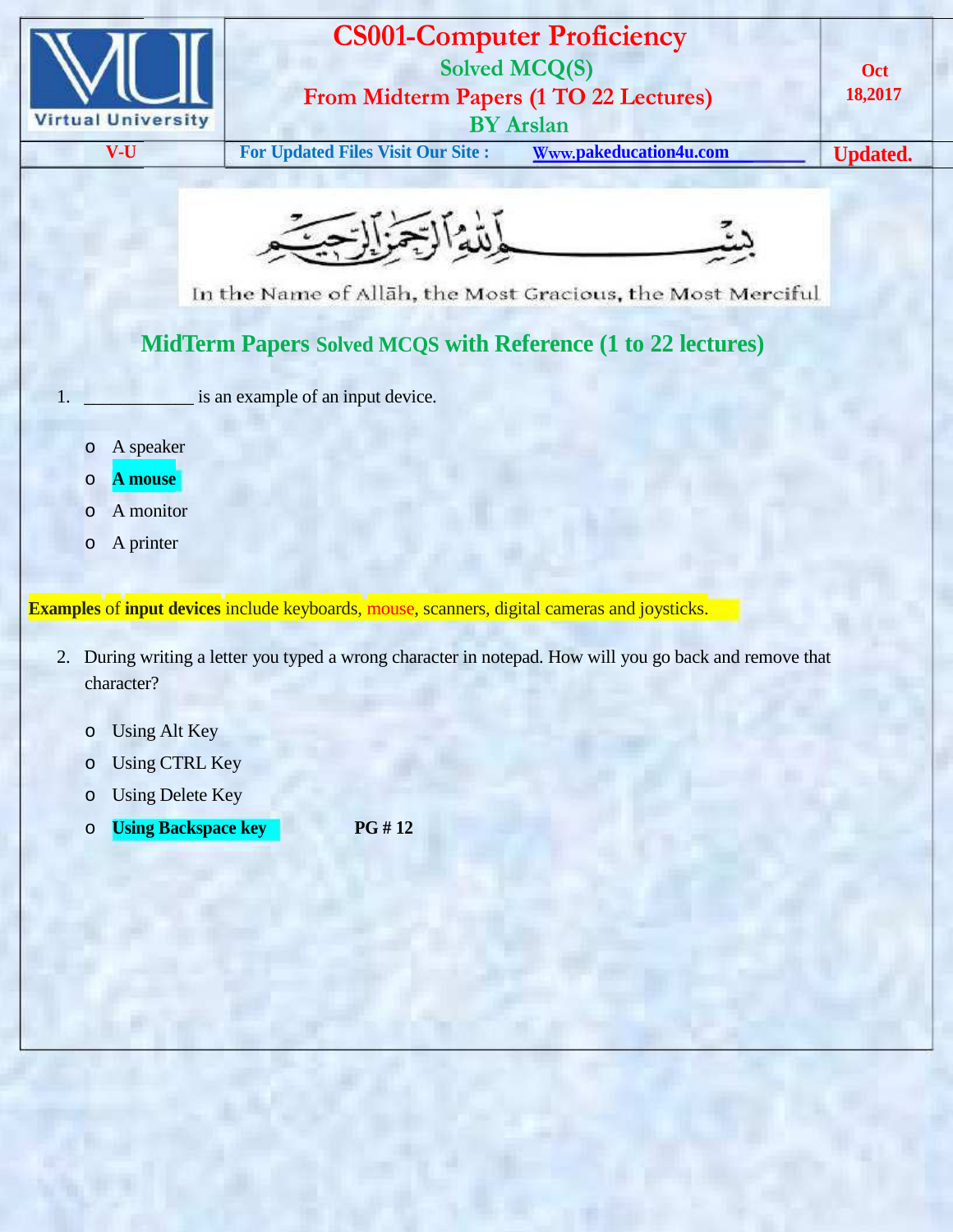# CS001-Computer Proficiency

## Solved MCQ(S)

## From Midterm Papers (1 TO 22 Lectures)

## BY Arslan

**Oct 18,2017**

**V-U** | **For Updated Files Visit Our Site : Www.pakeducation4u.com** | **Updated.**

بِسْمِ اللَّهِ الرَّحْمَٰنِ الرَّحِيمِ

In the Name of Allāh, the Most Gracious, the Most Merciful

## MidTerm Papers Solved MCQS with Reference (1 to 22 lectures)

1. ____________ is an example of an input device.

   - A speaker
   - **A mouse**
   - A monitor
   - A printer

**Examples** of **input devices** include keyboards, mouse, scanners, digital cameras and joysticks.

2. During writing a letter you typed a wrong character in notepad. How will you go back and remove that character?

   - Using Alt Key
   - Using CTRL Key
   - Using Delete Key
   - **Using Backspace key** **PG # 12**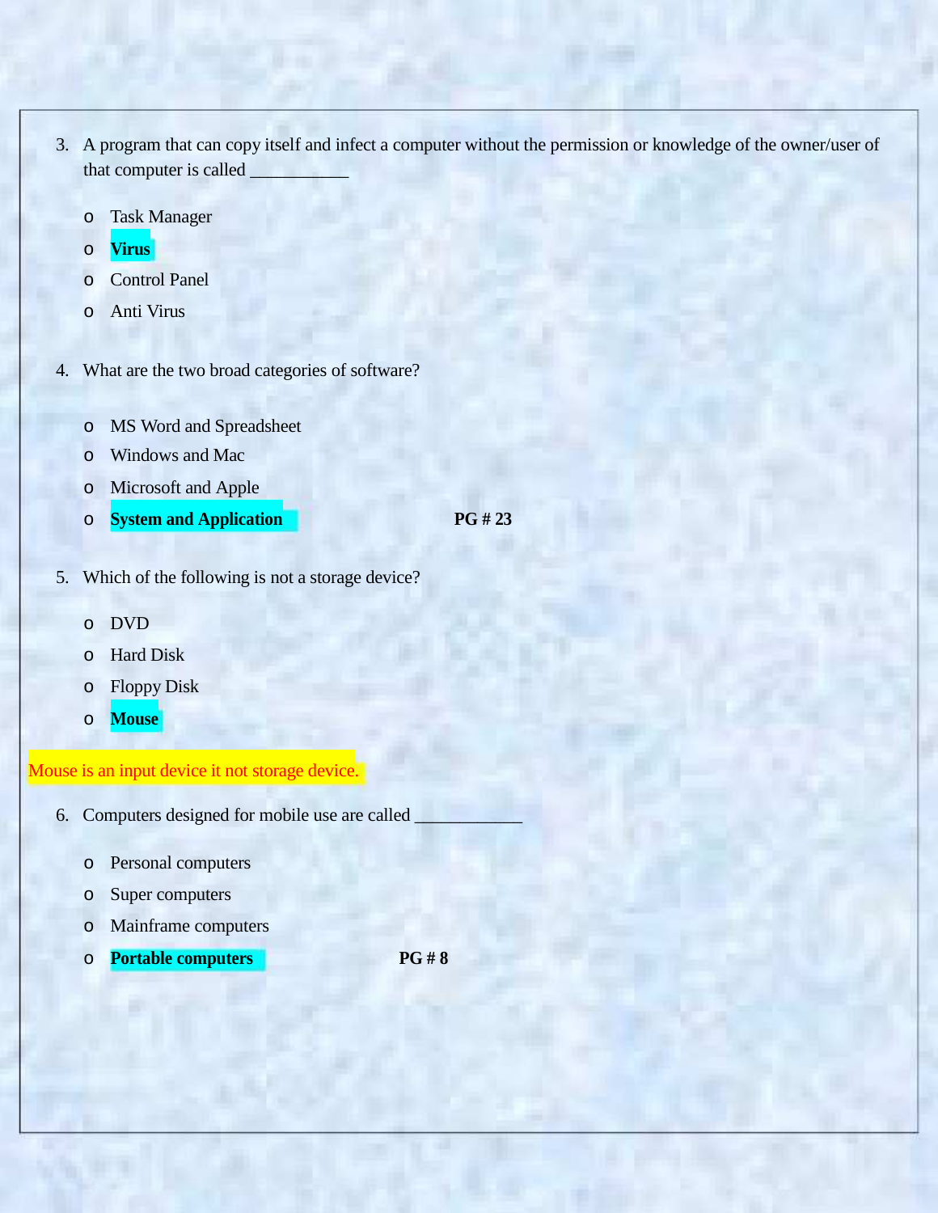3. A program that can copy itself and infect a computer without the permission or knowledge of the owner/user of that computer is called ___________

   - Task Manager
   - **Virus**
   - Control Panel
   - Anti Virus

4. What are the two broad categories of software?

   - MS Word and Spreadsheet
   - Windows and Mac
   - Microsoft and Apple
   - **System and Application** **PG # 23**

5. Which of the following is not a storage device?

   - DVD
   - Hard Disk
   - Floppy Disk
   - **Mouse**

Mouse is an input device it not storage device.

6. Computers designed for mobile use are called ____________

   - Personal computers
   - Super computers
   - Mainframe computers
   - **Portable computers** **PG # 8**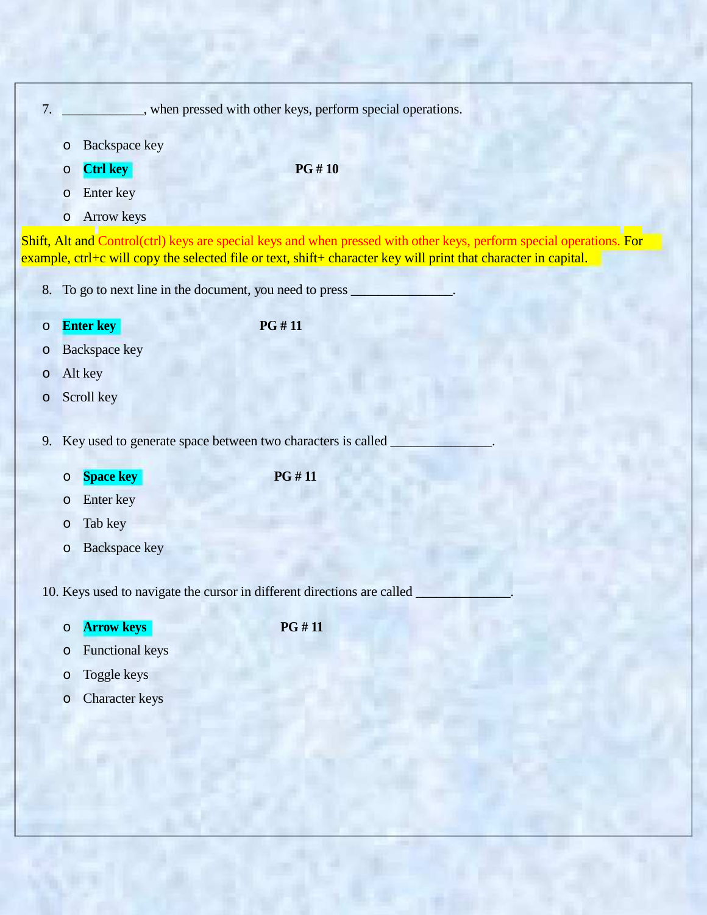7. ____________, when pressed with other keys, perform special operations.

   - Backspace key
   - **Ctrl key** **PG # 10**
   - Enter key
   - Arrow keys

Shift, Alt and Control(ctrl) keys are special keys and when pressed with other keys, perform special operations. For example, ctrl+c will copy the selected file or text, shift+ character key will print that character in capital.

8. To go to next line in the document, you need to press _______________.

   - **Enter key** **PG # 11**
   - Backspace key
   - Alt key
   - Scroll key

9. Key used to generate space between two characters is called _______________.

   - **Space key** **PG # 11**
   - Enter key
   - Tab key
   - Backspace key

10. Keys used to navigate the cursor in different directions are called ______________.

    - **Arrow keys** **PG # 11**
    - Functional keys
    - Toggle keys
    - Character keys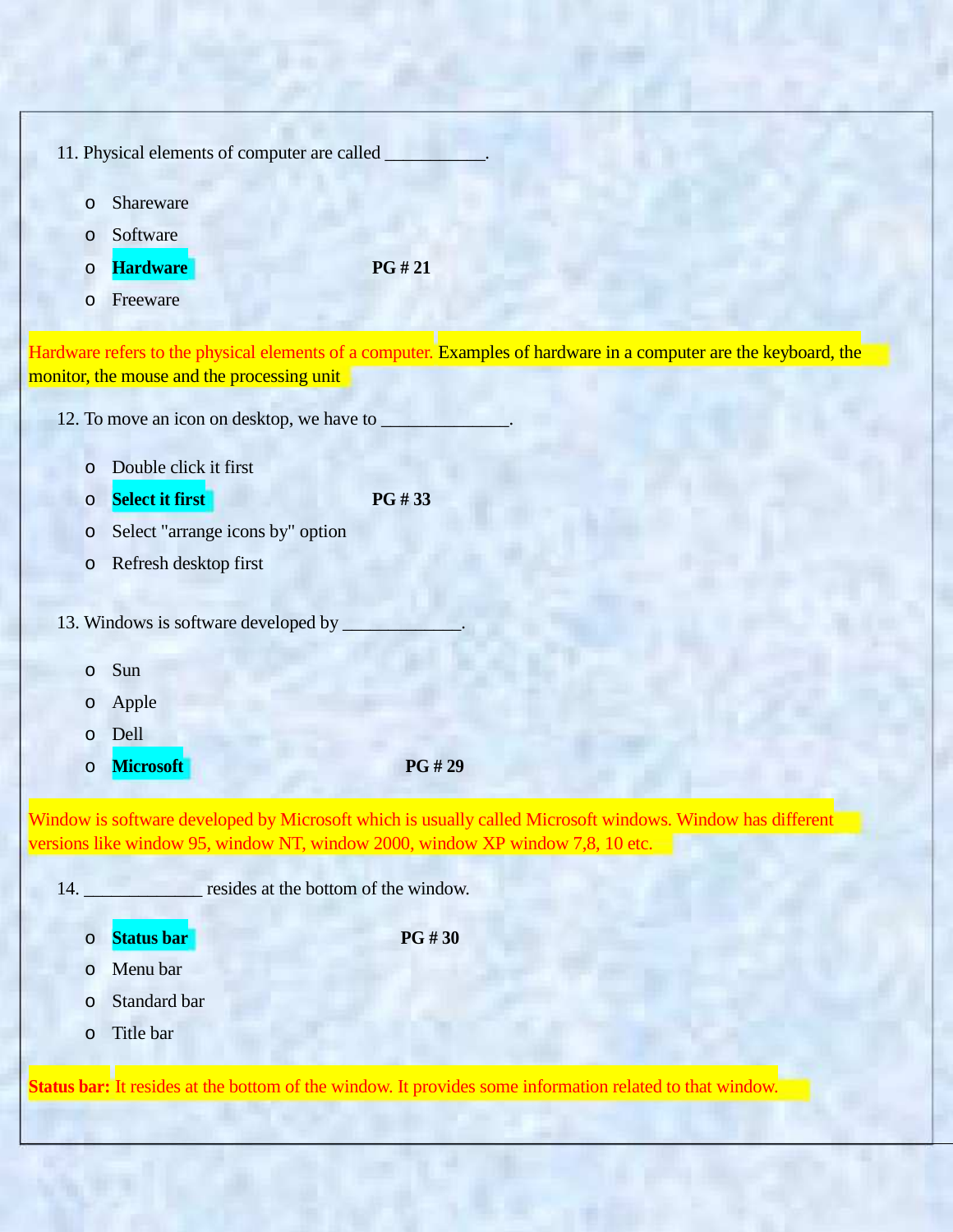11. Physical elements of computer are called ___________.

- Shareware
- Software
- **Hardware** **PG # 21**
- Freeware

Hardware refers to the physical elements of a computer. Examples of hardware in a computer are the keyboard, the monitor, the mouse and the processing unit

12. To move an icon on desktop, we have to _____________.

- Double click it first
- **Select it first** **PG # 33**
- Select "arrange icons by" option
- Refresh desktop first

13. Windows is software developed by _____________.

- Sun
- Apple
- Dell
- **Microsoft** **PG # 29**

Window is software developed by Microsoft which is usually called Microsoft windows. Window has different versions like window 95, window NT, window 2000, window XP window 7,8, 10 etc.

14. _____________ resides at the bottom of the window.

- **Status bar** **PG # 30**
- Menu bar
- Standard bar
- Title bar

**Status bar:** It resides at the bottom of the window. It provides some information related to that window.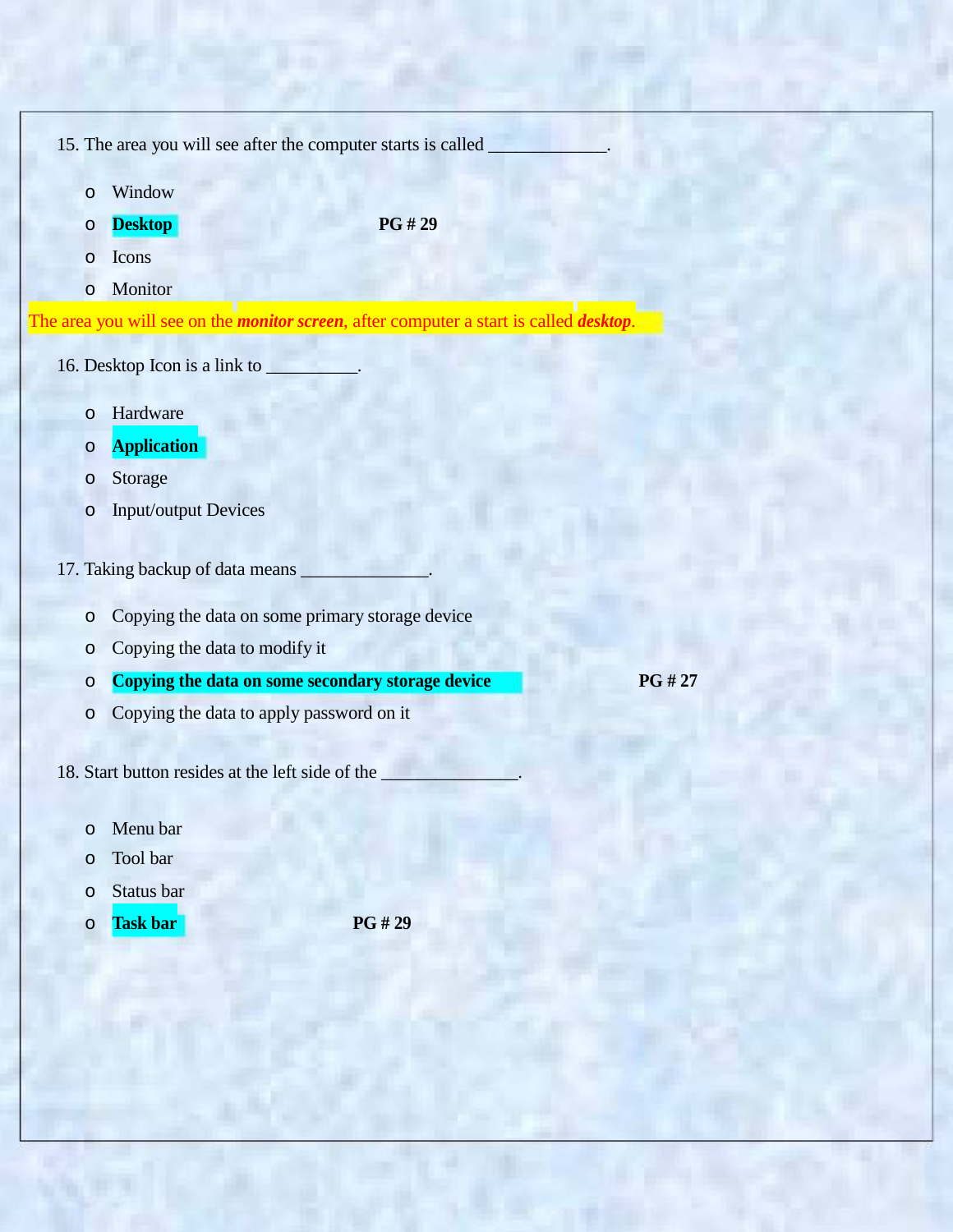15. The area you will see after the computer starts is called _____________.

- Window
- **Desktop** **PG # 29**
- Icons
- Monitor

The area you will see on the ***monitor screen***, after computer a start is called ***desktop***.

16. Desktop Icon is a link to __________.

- Hardware
- **Application**
- Storage
- Input/output Devices

17. Taking backup of data means ______________.

- Copying the data on some primary storage device
- Copying the data to modify it
- **Copying the data on some secondary storage device** **PG # 27**
- Copying the data to apply password on it

18. Start button resides at the left side of the _______________.

- Menu bar
- Tool bar
- Status bar
- **Task bar** **PG # 29**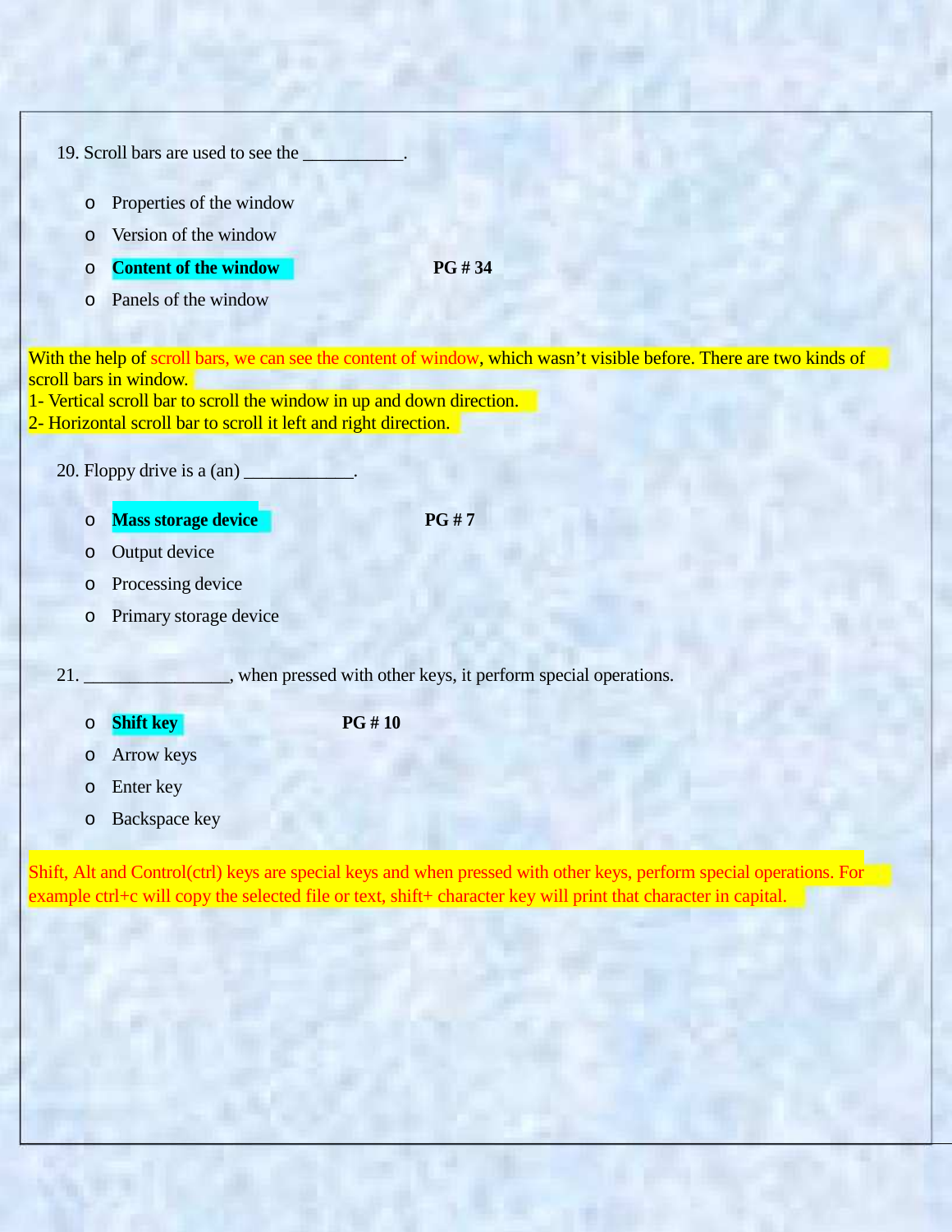19. Scroll bars are used to see the ___________.

- Properties of the window
- Version of the window
- **Content of the window** **PG # 34**
- Panels of the window

With the help of scroll bars, we can see the content of window, which wasn't visible before. There are two kinds of scroll bars in window.
1- Vertical scroll bar to scroll the window in up and down direction.
2- Horizontal scroll bar to scroll it left and right direction.

20. Floppy drive is a (an) ____________.

- **Mass storage device** **PG # 7**
- Output device
- Processing device
- Primary storage device

21. ________________, when pressed with other keys, it perform special operations.

- **Shift key** **PG # 10**
- Arrow keys
- Enter key
- Backspace key

Shift, Alt and Control(ctrl) keys are special keys and when pressed with other keys, perform special operations. For example ctrl+c will copy the selected file or text, shift+ character key will print that character in capital.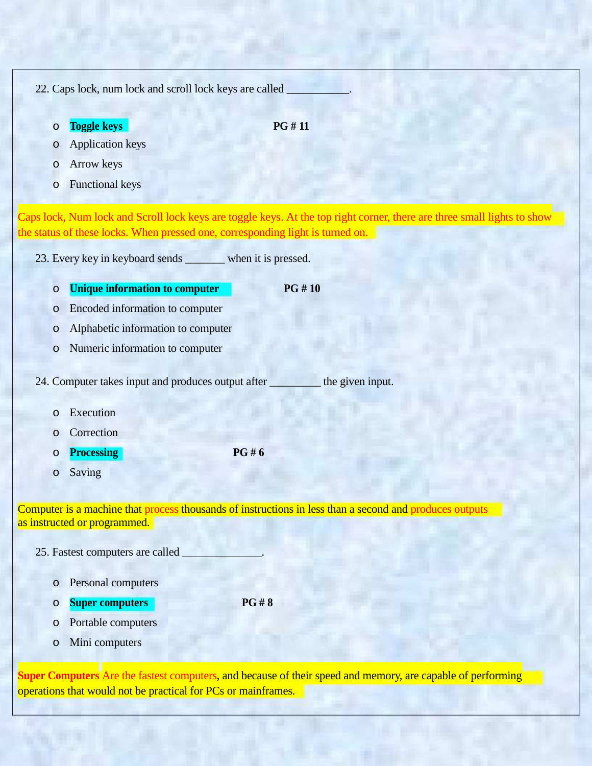22. Caps lock, num lock and scroll lock keys are called ___________.

- **Toggle keys** **PG # 11**
- Application keys
- Arrow keys
- Functional keys

Caps lock, Num lock and Scroll lock keys are toggle keys. At the top right corner, there are three small lights to show the status of these locks. When pressed one, corresponding light is turned on.

23. Every key in keyboard sends _______ when it is pressed.

- **Unique information to computer** **PG # 10**
- Encoded information to computer
- Alphabetic information to computer
- Numeric information to computer

24. Computer takes input and produces output after _________ the given input.

- Execution
- Correction
- **Processing** **PG # 6**
- Saving

Computer is a machine that process thousands of instructions in less than a second and produces outputs as instructed or programmed.

25. Fastest computers are called ______________.

- Personal computers
- **Super computers** **PG # 8**
- Portable computers
- Mini computers

**Super Computers** Are the fastest computers, and because of their speed and memory, are capable of performing operations that would not be practical for PCs or mainframes.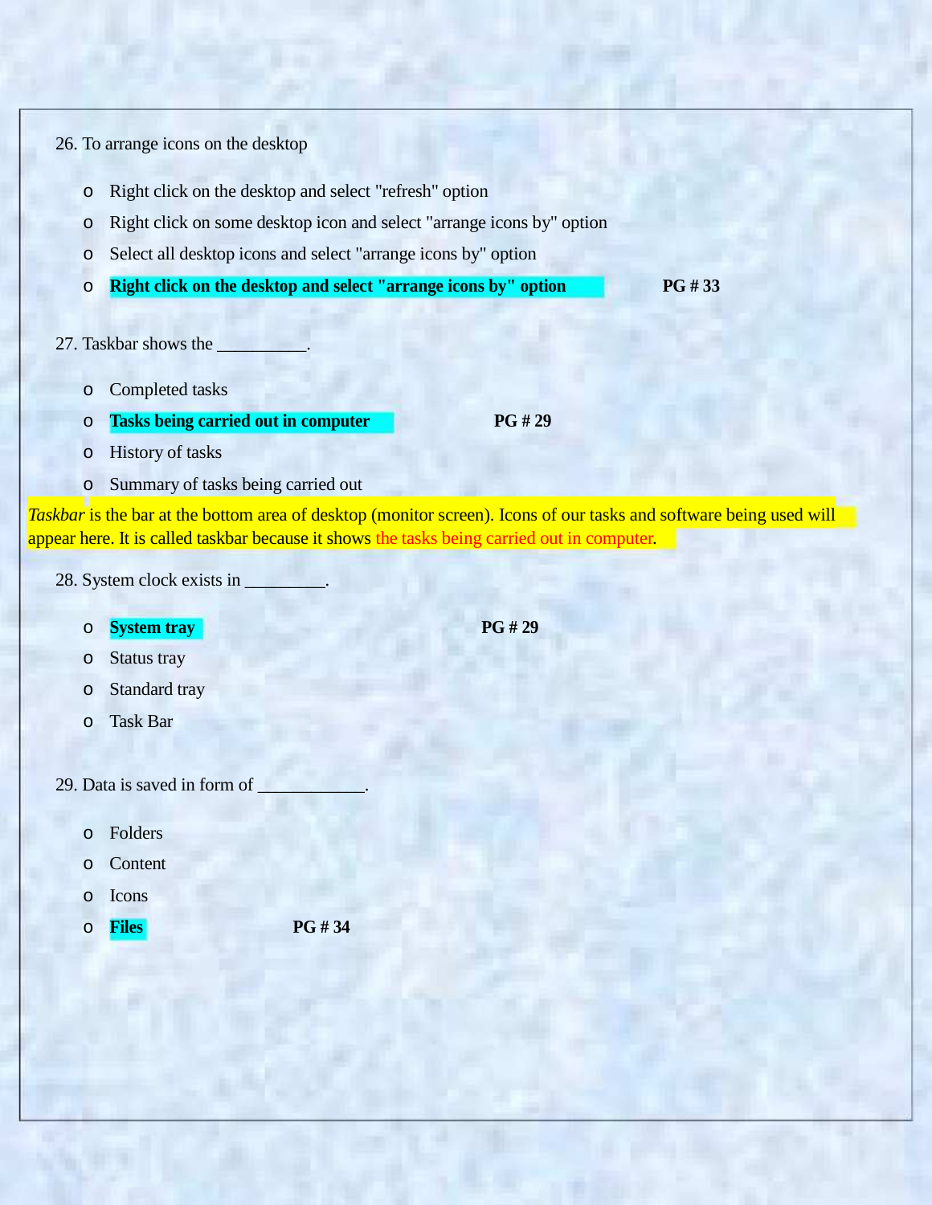26. To arrange icons on the desktop

- Right click on the desktop and select "refresh" option
- Right click on some desktop icon and select "arrange icons by" option
- Select all desktop icons and select "arrange icons by" option
- **Right click on the desktop and select "arrange icons by" option** **PG # 33**

27. Taskbar shows the __________.

- Completed tasks
- **Tasks being carried out in computer** **PG # 29**
- History of tasks
- Summary of tasks being carried out

*Taskbar* is the bar at the bottom area of desktop (monitor screen). Icons of our tasks and software being used will appear here. It is called taskbar because it shows the tasks being carried out in computer.

28. System clock exists in _________.

- **System tray** **PG # 29**
- Status tray
- Standard tray
- Task Bar

29. Data is saved in form of ____________.

- Folders
- Content
- Icons
- **Files** **PG # 34**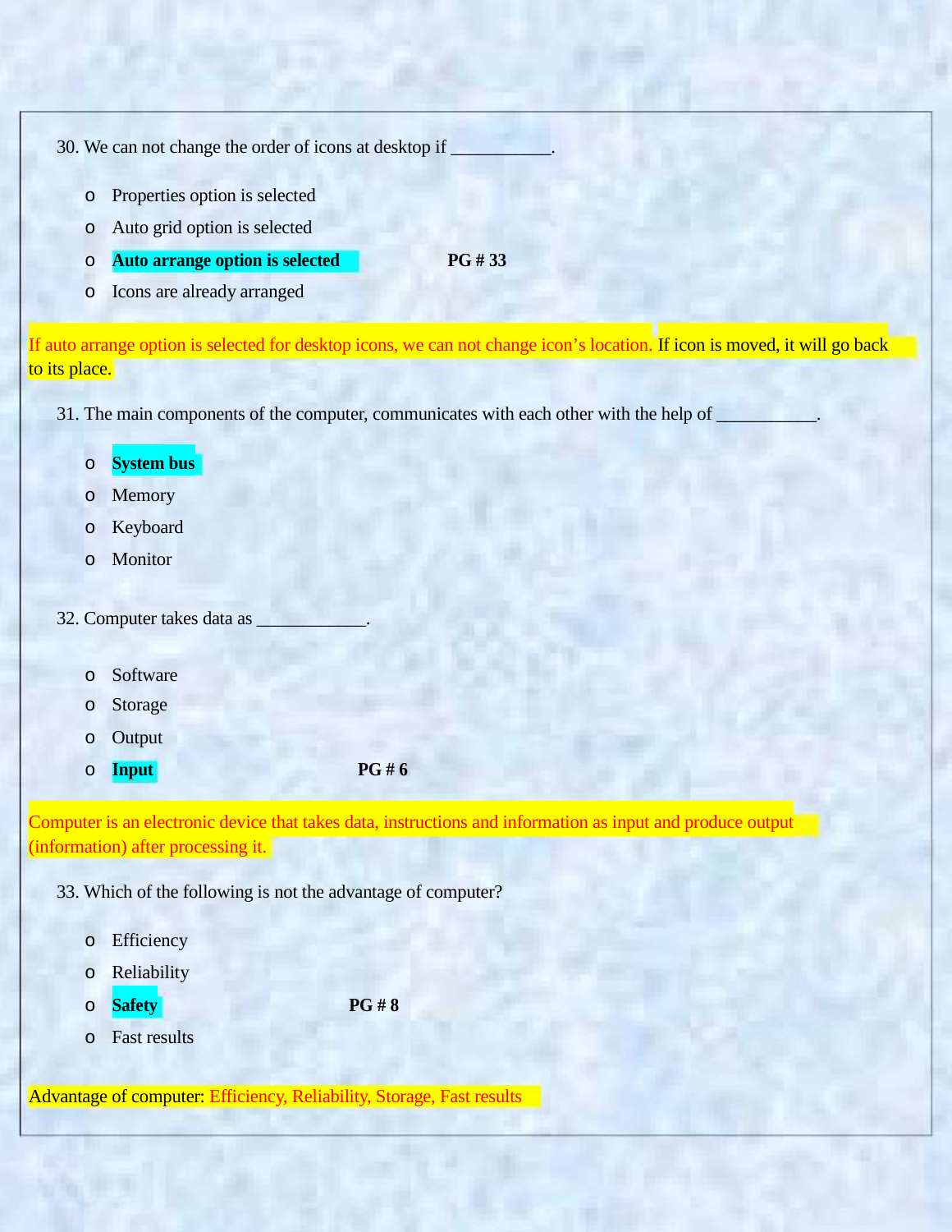30. We can not change the order of icons at desktop if ___________.

- Properties option is selected
- Auto grid option is selected
- **Auto arrange option is selected** **PG # 33**
- Icons are already arranged

If auto arrange option is selected for desktop icons, we can not change icon's location. If icon is moved, it will go back to its place.

31. The main components of the computer, communicates with each other with the help of ___________.

- **System bus**
- Memory
- Keyboard
- Monitor

32. Computer takes data as ____________.

- Software
- Storage
- Output
- **Input** **PG # 6**

Computer is an electronic device that takes data, instructions and information as input and produce output (information) after processing it.

33. Which of the following is not the advantage of computer?

- Efficiency
- Reliability
- **Safety** **PG # 8**
- Fast results

Advantage of computer: Efficiency, Reliability, Storage, Fast results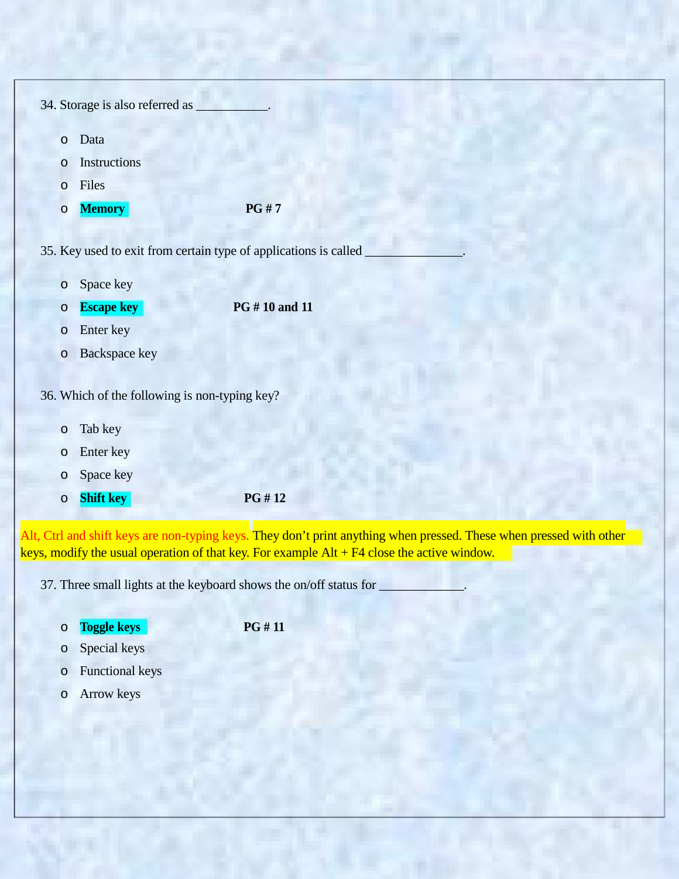34. Storage is also referred as ___________.

- Data
- Instructions
- Files
- **Memory** **PG # 7**

35. Key used to exit from certain type of applications is called _______________.

- Space key
- **Escape key** **PG # 10 and 11**
- Enter key
- Backspace key

36. Which of the following is non-typing key?

- Tab key
- Enter key
- Space key
- **Shift key** **PG # 12**

Alt, Ctrl and shift keys are non-typing keys. They don't print anything when pressed. These when pressed with other keys, modify the usual operation of that key. For example Alt + F4 close the active window.

37. Three small lights at the keyboard shows the on/off status for _____________.

- **Toggle keys** **PG # 11**
- Special keys
- Functional keys
- Arrow keys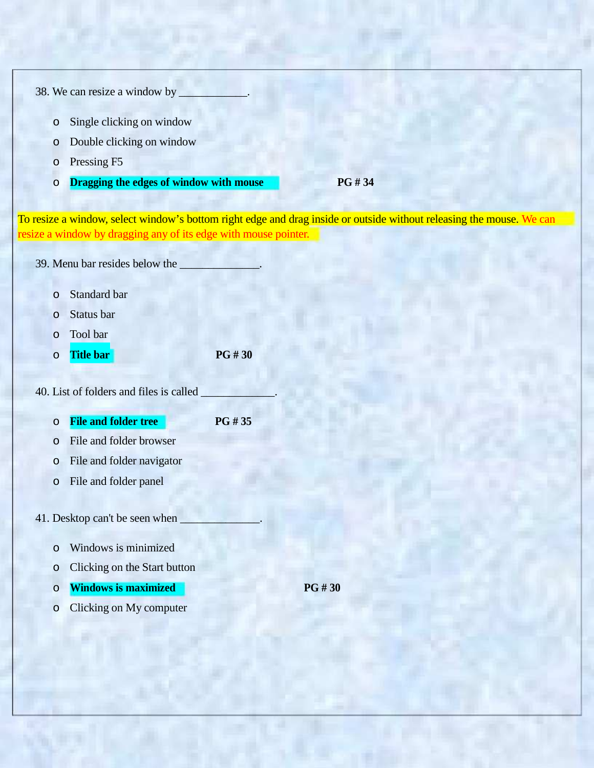38. We can resize a window by ____________.

- Single clicking on window
- Double clicking on window
- Pressing F5
- **Dragging the edges of window with mouse** **PG # 34**

To resize a window, select window's bottom right edge and drag inside or outside without releasing the mouse. We can resize a window by dragging any of its edge with mouse pointer.

39. Menu bar resides below the ______________.

- Standard bar
- Status bar
- Tool bar
- **Title bar** **PG # 30**

40. List of folders and files is called _____________.

- **File and folder tree** **PG # 35**
- File and folder browser
- File and folder navigator
- File and folder panel

41. Desktop can't be seen when ______________.

- Windows is minimized
- Clicking on the Start button
- **Windows is maximized** **PG # 30**
- Clicking on My computer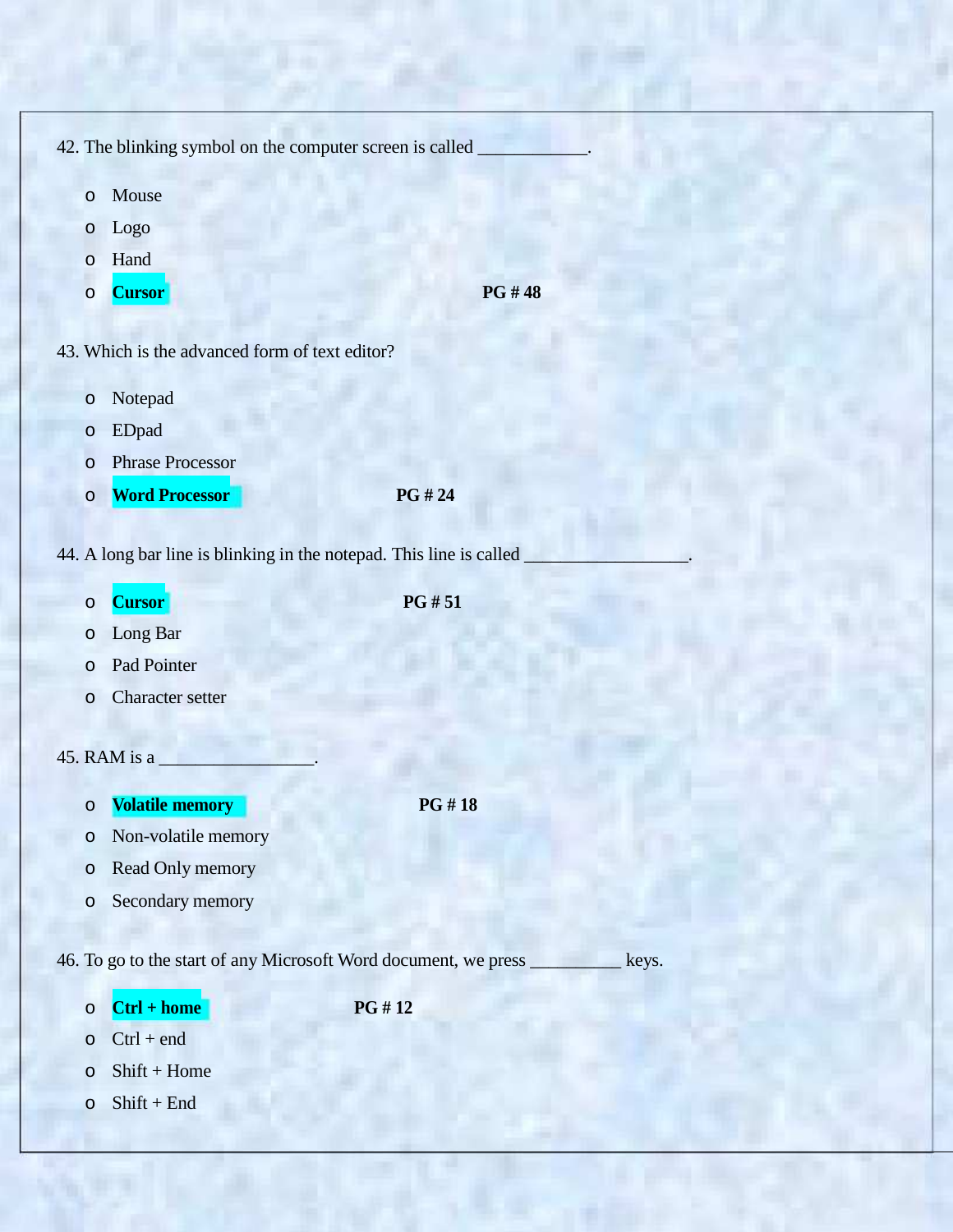42. The blinking symbol on the computer screen is called ____________.

- Mouse
- Logo
- Hand
- **Cursor** **PG # 48**

43. Which is the advanced form of text editor?

- Notepad
- EDpad
- Phrase Processor
- **Word Processor** **PG # 24**

44. A long bar line is blinking in the notepad. This line is called __________________.

- **Cursor** **PG # 51**
- Long Bar
- Pad Pointer
- Character setter

45. RAM is a _________________.

- **Volatile memory** **PG # 18**
- Non-volatile memory
- Read Only memory
- Secondary memory

46. To go to the start of any Microsoft Word document, we press __________ keys.

- **Ctrl + home** **PG # 12**
- Ctrl + end
- Shift + Home
- Shift + End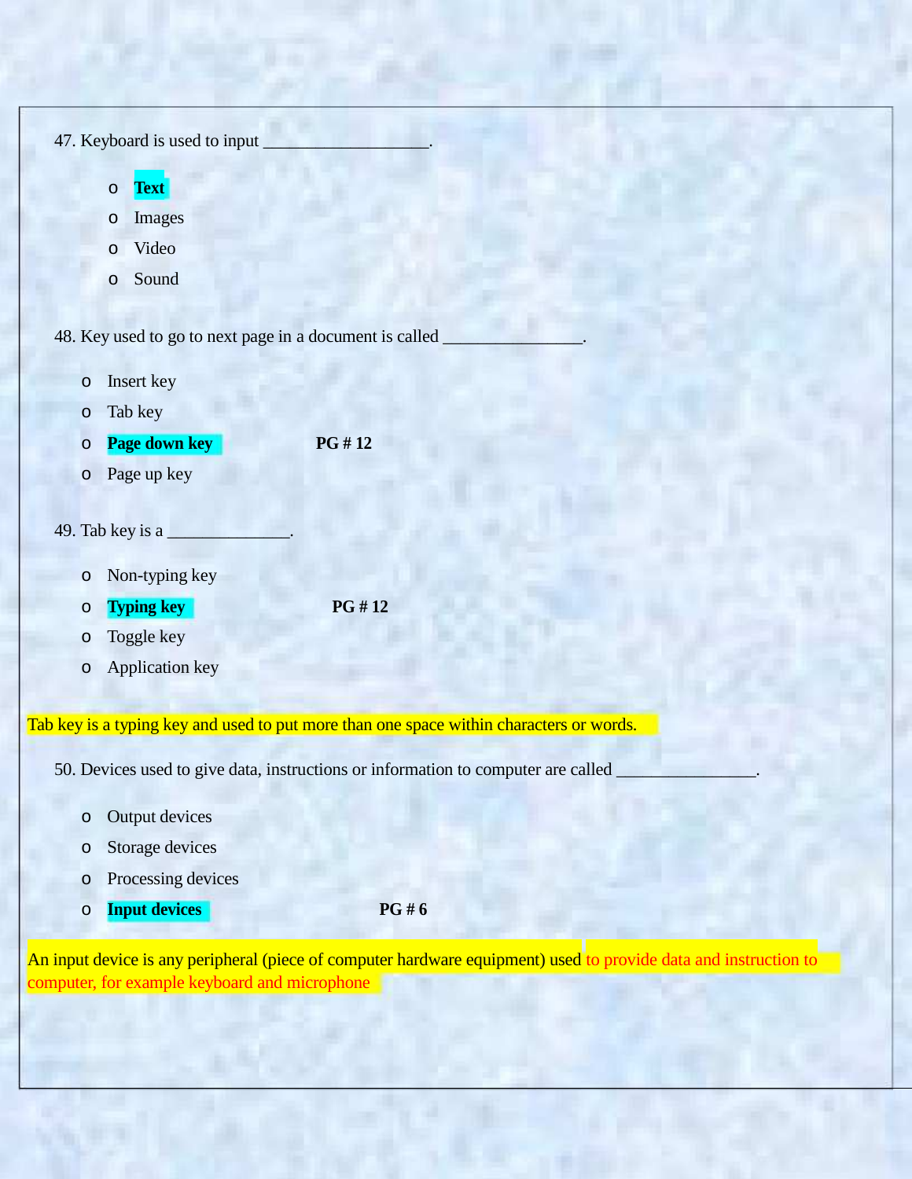47. Keyboard is used to input ___________________.

- **Text**
- Images
- Video
- Sound

48. Key used to go to next page in a document is called ________________.

- Insert key
- Tab key
- **Page down key** **PG # 12**
- Page up key

49. Tab key is a ______________.

- Non-typing key
- **Typing key** **PG # 12**
- Toggle key
- Application key

Tab key is a typing key and used to put more than one space within characters or words.

50. Devices used to give data, instructions or information to computer are called ________________.

- Output devices
- Storage devices
- Processing devices
- **Input devices** **PG # 6**

An input device is any peripheral (piece of computer hardware equipment) used to provide data and instruction to computer, for example keyboard and microphone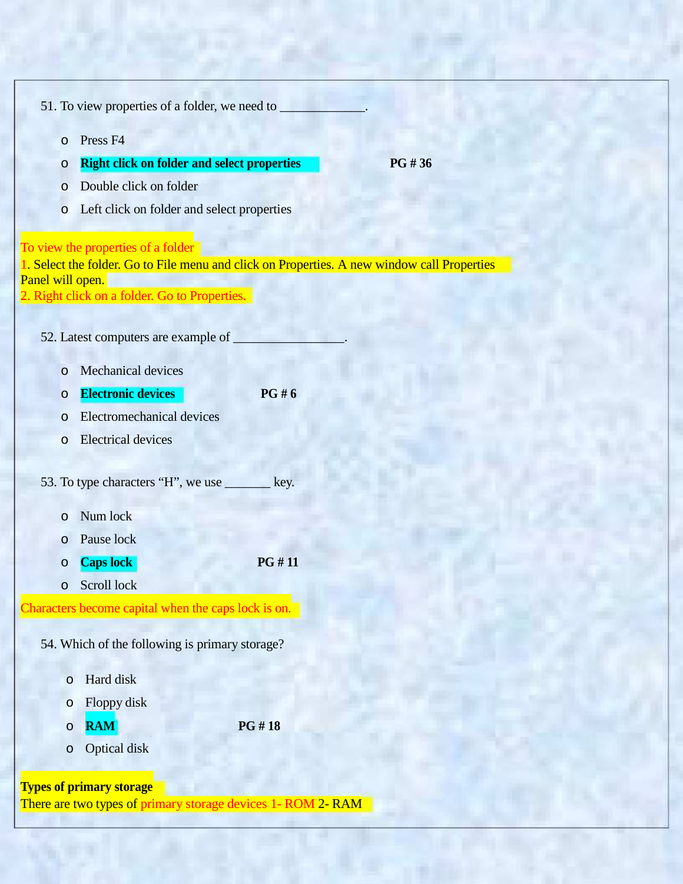51. To view properties of a folder, we need to _____________.

- Press F4
- **Right click on folder and select properties** **PG # 36**
- Double click on folder
- Left click on folder and select properties

To view the properties of a folder
1. Select the folder. Go to File menu and click on Properties. A new window call Properties Panel will open.
2. Right click on a folder. Go to Properties.

52. Latest computers are example of _________________.

- Mechanical devices
- **Electronic devices** **PG # 6**
- Electromechanical devices
- Electrical devices

53. To type characters "H", we use _______ key.

- Num lock
- Pause lock
- **Caps lock** **PG # 11**
- Scroll lock

Characters become capital when the caps lock is on.

54. Which of the following is primary storage?

- Hard disk
- Floppy disk
- **RAM** **PG # 18**
- Optical disk

**Types of primary storage**
There are two types of primary storage devices 1- ROM 2- RAM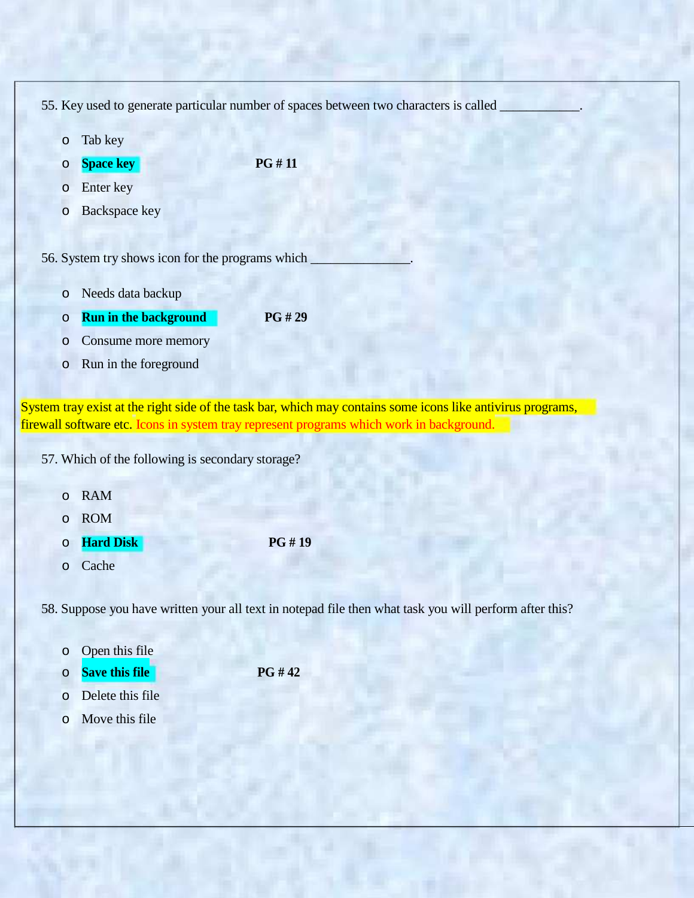55. Key used to generate particular number of spaces between two characters is called ____________.

- Tab key
- **Space key** **PG # 11**
- Enter key
- Backspace key

56. System try shows icon for the programs which ______________.

- Needs data backup
- **Run in the background** **PG # 29**
- Consume more memory
- Run in the foreground

System tray exist at the right side of the task bar, which may contains some icons like antivirus programs, firewall software etc. Icons in system tray represent programs which work in background.

57. Which of the following is secondary storage?

- RAM
- ROM
- **Hard Disk** **PG # 19**
- Cache

58. Suppose you have written your all text in notepad file then what task you will perform after this?

- Open this file
- **Save this file** **PG # 42**
- Delete this file
- Move this file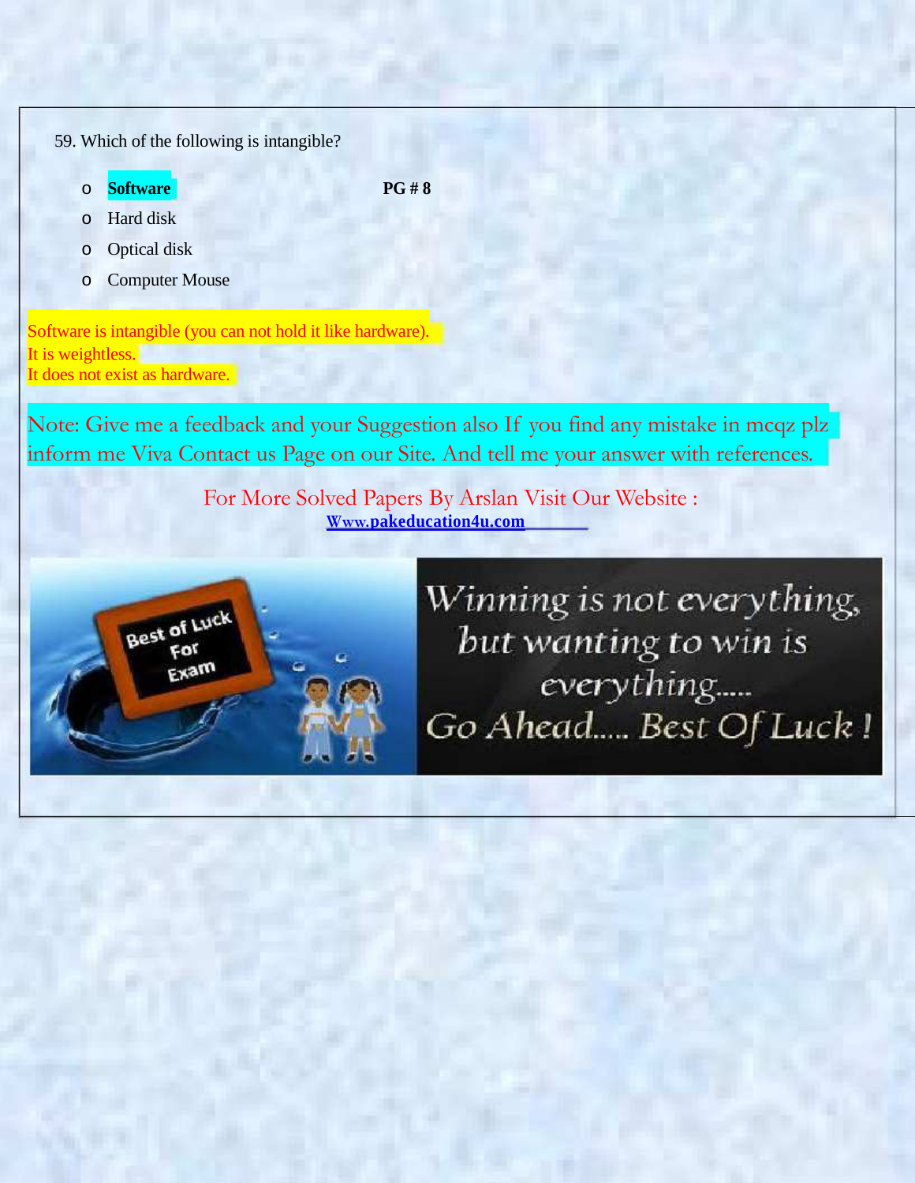59. Which of the following is intangible?

- **Software** **PG # 8**
- Hard disk
- Optical disk
- Computer Mouse

Software is intangible (you can not hold it like hardware).
It is weightless.
It does not exist as hardware.

Note: Give me a feedback and your Suggestion also If you find any mistake in mcqz plz inform me Viva Contact us Page on our Site. And tell me your answer with references.

For More Solved Papers By Arslan Visit Our Website :
Www.pakeducation4u.com

Best of Luck For Exam

Winning is not everything, but wanting to win is everything..... Go Ahead..... Best Of Luck !